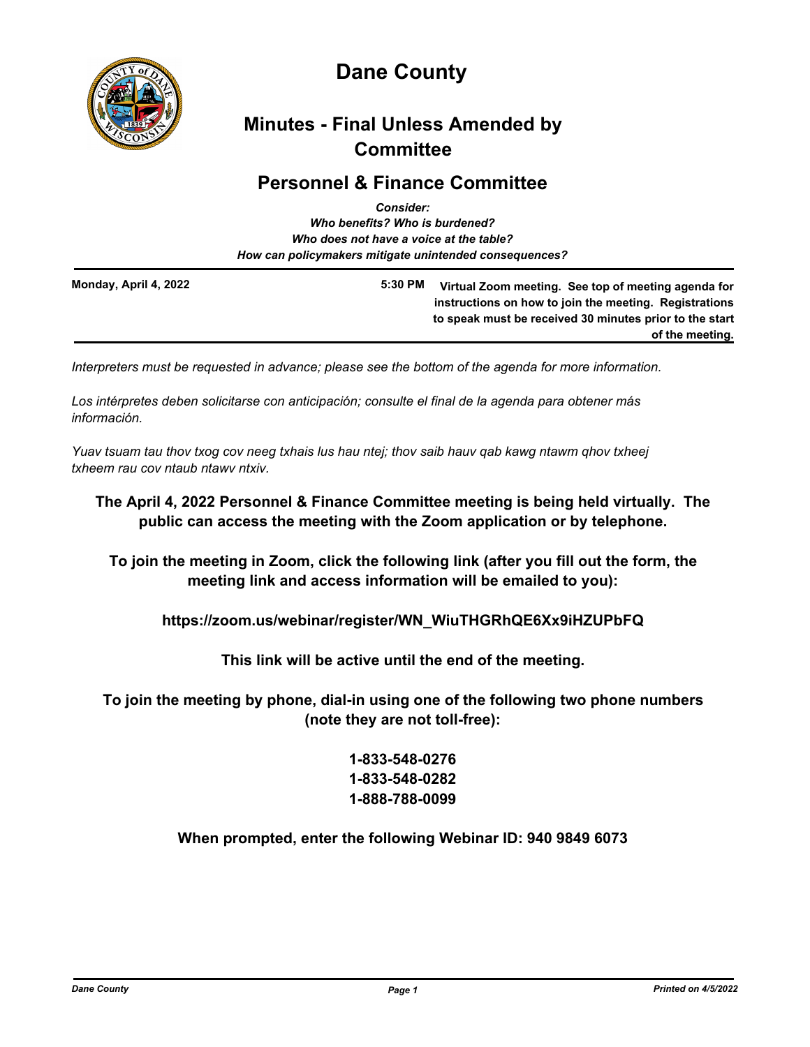# Dane County

## Minutes - Final Unless Amended by Committee

## Personnel & Finance Committee

*Consider:*
*Who benefits? Who is burdened?*
*Who does not have a voice at the table?*
*How can policymakers mitigate unintended consequences?*

| Monday, April 4, 2022 | 5:30 PM | Virtual Zoom meeting. See top of meeting agenda for instructions on how to join the meeting. Registrations to speak must be received 30 minutes prior to the start of the meeting. |
|---|---|---|

*Interpreters must be requested in advance; please see the bottom of the agenda for more information.*

*Los intérpretes deben solicitarse con anticipación; consulte el final de la agenda para obtener más información.*

*Yuav tsuam tau thov txog cov neeg txhais lus hau ntej; thov saib hauv qab kawg ntawm qhov txheej txheem rau cov ntaub ntawv ntxiv.*

**The April 4, 2022 Personnel & Finance Committee meeting is being held virtually. The public can access the meeting with the Zoom application or by telephone.**

**To join the meeting in Zoom, click the following link (after you fill out the form, the meeting link and access information will be emailed to you):**

**https://zoom.us/webinar/register/WN_WiuTHGRhQE6Xx9iHZUPbFQ**

**This link will be active until the end of the meeting.**

**To join the meeting by phone, dial-in using one of the following two phone numbers (note they are not toll-free):**

**1-833-548-0276**
**1-833-548-0282**
**1-888-788-0099**

**When prompted, enter the following Webinar ID: 940 9849 6073**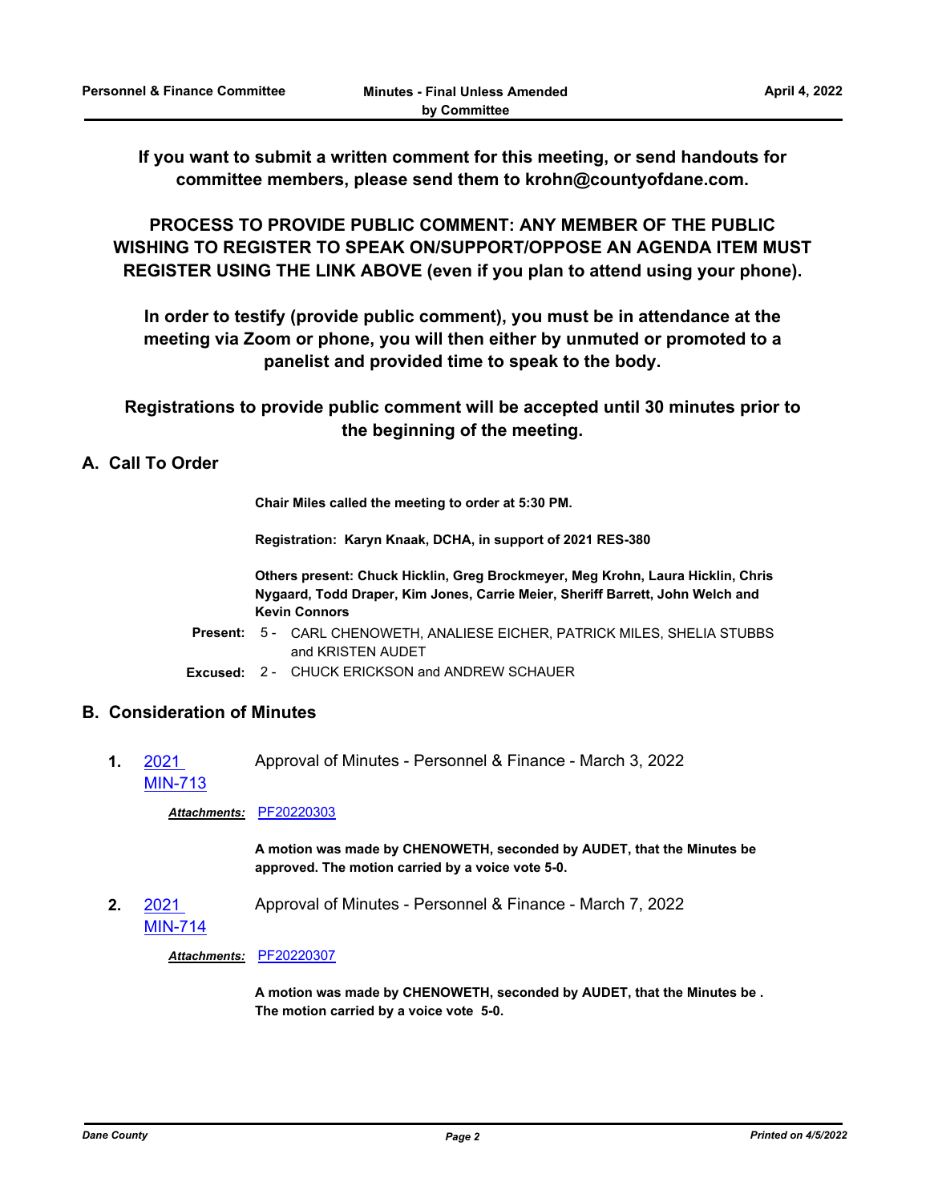**If you want to submit a written comment for this meeting, or send handouts for committee members, please send them to krohn@countyofdane.com.**

**PROCESS TO PROVIDE PUBLIC COMMENT: ANY MEMBER OF THE PUBLIC WISHING TO REGISTER TO SPEAK ON/SUPPORT/OPPOSE AN AGENDA ITEM MUST REGISTER USING THE LINK ABOVE (even if you plan to attend using your phone).**

**In order to testify (provide public comment), you must be in attendance at the meeting via Zoom or phone, you will then either by unmuted or promoted to a panelist and provided time to speak to the body.**

**Registrations to provide public comment will be accepted until 30 minutes prior to the beginning of the meeting.**

## A. Call To Order

**Chair Miles called the meeting to order at 5:30 PM.**

**Registration: Karyn Knaak, DCHA, in support of 2021 RES-380**

**Others present: Chuck Hicklin, Greg Brockmeyer, Meg Krohn, Laura Hicklin, Chris Nygaard, Todd Draper, Kim Jones, Carrie Meier, Sheriff Barrett, John Welch and Kevin Connors**

**Present:** 5 - CARL CHENOWETH, ANALIESE EICHER, PATRICK MILES, SHELIA STUBBS and KRISTEN AUDET

**Excused:** 2 - CHUCK ERICKSON and ANDREW SCHAUER

## B. Consideration of Minutes

**1.** 2021 MIN-713 Approval of Minutes - Personnel & Finance - March 3, 2022

***Attachments:*** PF20220303

**A motion was made by CHENOWETH, seconded by AUDET, that the Minutes be approved. The motion carried by a voice vote 5-0.**

**2.** 2021 MIN-714 Approval of Minutes - Personnel & Finance - March 7, 2022

***Attachments:*** PF20220307

**A motion was made by CHENOWETH, seconded by AUDET, that the Minutes be . The motion carried by a voice vote 5-0.**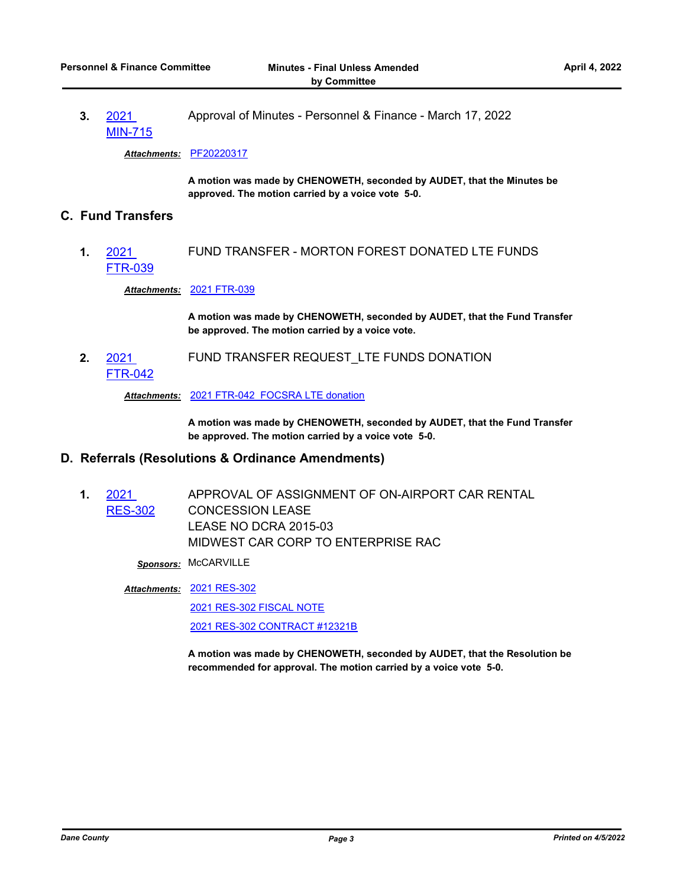**3.** [2021 MIN-715] Approval of Minutes - Personnel & Finance - March 17, 2022

***Attachments:*** PF20220317

**A motion was made by CHENOWETH, seconded by AUDET, that the Minutes be approved. The motion carried by a voice vote 5-0.**

## C. Fund Transfers

**1.** [2021 FTR-039] FUND TRANSFER - MORTON FOREST DONATED LTE FUNDS

***Attachments:*** 2021 FTR-039

**A motion was made by CHENOWETH, seconded by AUDET, that the Fund Transfer be approved. The motion carried by a voice vote.**

**2.** [2021 FTR-042] FUND TRANSFER REQUEST_LTE FUNDS DONATION

***Attachments:*** 2021 FTR-042 FOCSRA LTE donation

**A motion was made by CHENOWETH, seconded by AUDET, that the Fund Transfer be approved. The motion carried by a voice vote 5-0.**

## D. Referrals (Resolutions & Ordinance Amendments)

**1.** [2021 RES-302] APPROVAL OF ASSIGNMENT OF ON-AIRPORT CAR RENTAL CONCESSION LEASE
LEASE NO DCRA 2015-03
MIDWEST CAR CORP TO ENTERPRISE RAC

***Sponsors:*** McCARVILLE

***Attachments:*** 2021 RES-302
2021 RES-302 FISCAL NOTE
2021 RES-302 CONTRACT #12321B

**A motion was made by CHENOWETH, seconded by AUDET, that the Resolution be recommended for approval. The motion carried by a voice vote 5-0.**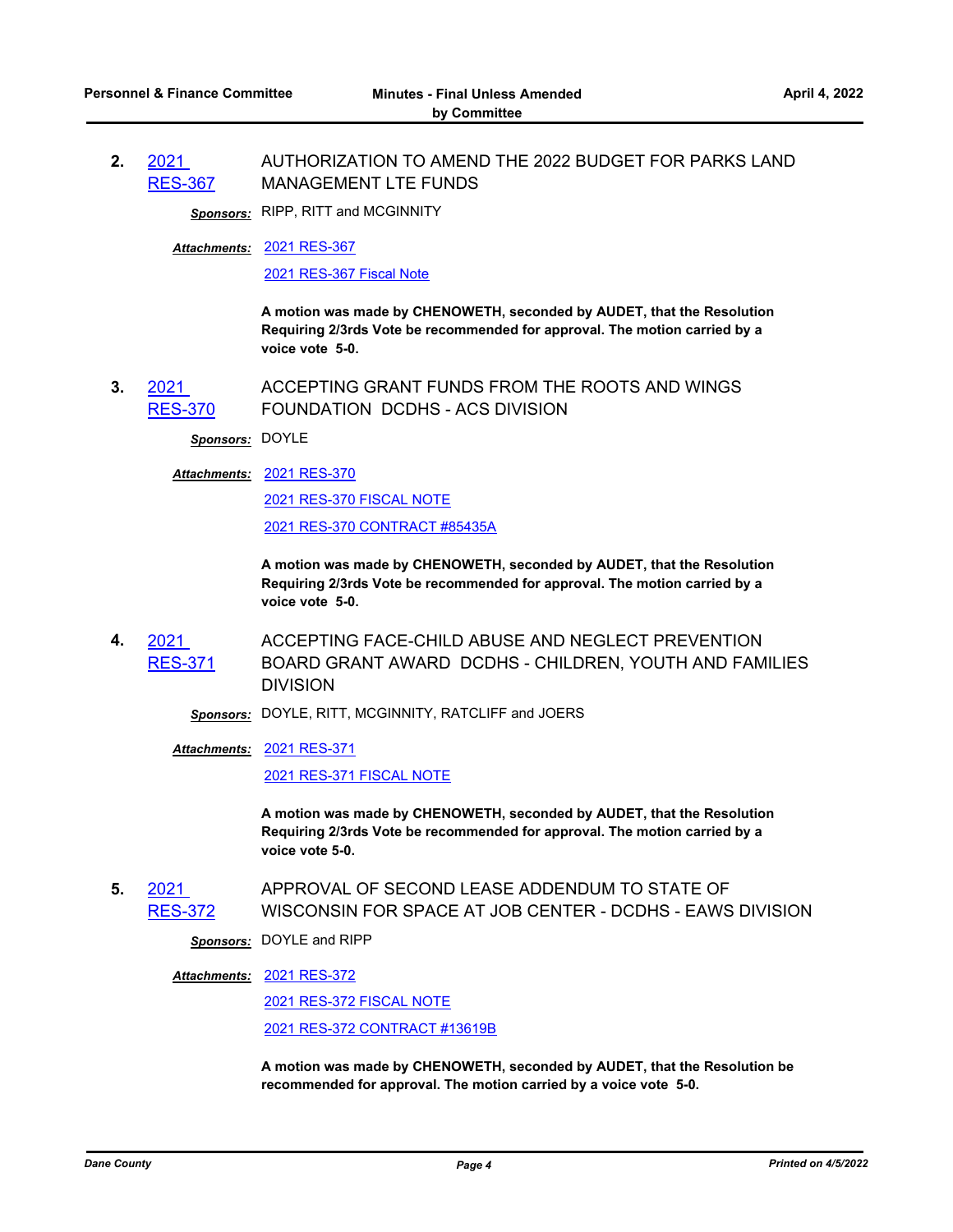**2.** [2021 RES-367] AUTHORIZATION TO AMEND THE 2022 BUDGET FOR PARKS LAND MANAGEMENT LTE FUNDS

***Sponsors:*** RIPP, RITT and MCGINNITY

***Attachments:*** 2021 RES-367

2021 RES-367 Fiscal Note

**A motion was made by CHENOWETH, seconded by AUDET, that the Resolution Requiring 2/3rds Vote be recommended for approval. The motion carried by a voice vote 5-0.**

**3.** [2021 RES-370] ACCEPTING GRANT FUNDS FROM THE ROOTS AND WINGS FOUNDATION DCDHS - ACS DIVISION

***Sponsors:*** DOYLE

***Attachments:*** 2021 RES-370

2021 RES-370 FISCAL NOTE

2021 RES-370 CONTRACT #85435A

**A motion was made by CHENOWETH, seconded by AUDET, that the Resolution Requiring 2/3rds Vote be recommended for approval. The motion carried by a voice vote 5-0.**

**4.** [2021 RES-371] ACCEPTING FACE-CHILD ABUSE AND NEGLECT PREVENTION BOARD GRANT AWARD DCDHS - CHILDREN, YOUTH AND FAMILIES DIVISION

***Sponsors:*** DOYLE, RITT, MCGINNITY, RATCLIFF and JOERS

***Attachments:*** 2021 RES-371

2021 RES-371 FISCAL NOTE

**A motion was made by CHENOWETH, seconded by AUDET, that the Resolution Requiring 2/3rds Vote be recommended for approval. The motion carried by a voice vote 5-0.**

**5.** [2021 RES-372] APPROVAL OF SECOND LEASE ADDENDUM TO STATE OF WISCONSIN FOR SPACE AT JOB CENTER - DCDHS - EAWS DIVISION

***Sponsors:*** DOYLE and RIPP

***Attachments:*** 2021 RES-372

2021 RES-372 FISCAL NOTE

2021 RES-372 CONTRACT #13619B

**A motion was made by CHENOWETH, seconded by AUDET, that the Resolution be recommended for approval. The motion carried by a voice vote 5-0.**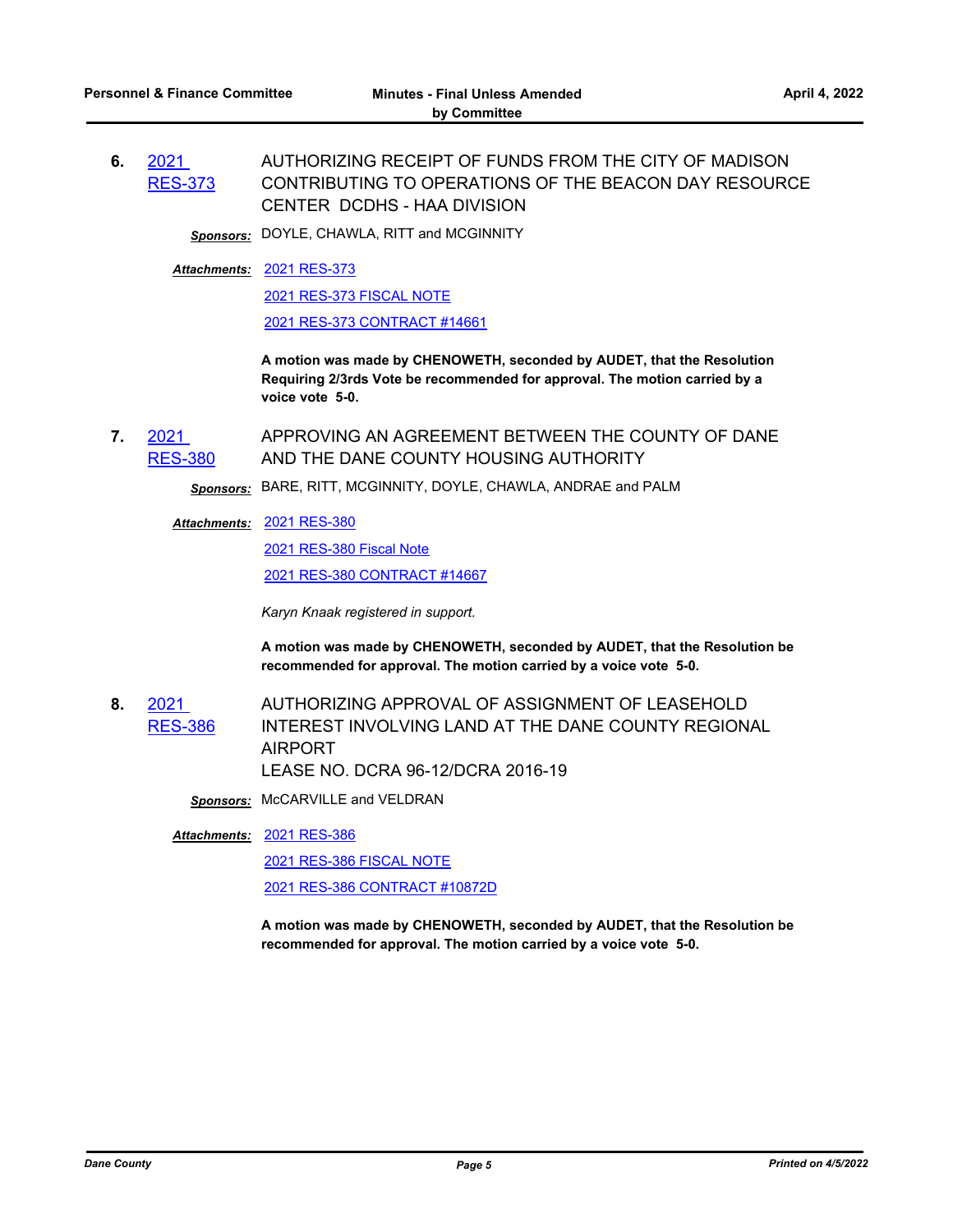**6.** 2021 RES-373 AUTHORIZING RECEIPT OF FUNDS FROM THE CITY OF MADISON CONTRIBUTING TO OPERATIONS OF THE BEACON DAY RESOURCE CENTER DCDHS - HAA DIVISION

***Sponsors:*** DOYLE, CHAWLA, RITT and MCGINNITY

***Attachments:*** 2021 RES-373

2021 RES-373 FISCAL NOTE

2021 RES-373 CONTRACT #14661

**A motion was made by CHENOWETH, seconded by AUDET, that the Resolution Requiring 2/3rds Vote be recommended for approval. The motion carried by a voice vote 5-0.**

**7.** 2021 RES-380 APPROVING AN AGREEMENT BETWEEN THE COUNTY OF DANE AND THE DANE COUNTY HOUSING AUTHORITY

***Sponsors:*** BARE, RITT, MCGINNITY, DOYLE, CHAWLA, ANDRAE and PALM

***Attachments:*** 2021 RES-380

2021 RES-380 Fiscal Note

2021 RES-380 CONTRACT #14667

*Karyn Knaak registered in support.*

**A motion was made by CHENOWETH, seconded by AUDET, that the Resolution be recommended for approval. The motion carried by a voice vote 5-0.**

**8.** 2021 RES-386 AUTHORIZING APPROVAL OF ASSIGNMENT OF LEASEHOLD INTEREST INVOLVING LAND AT THE DANE COUNTY REGIONAL AIRPORT
LEASE NO. DCRA 96-12/DCRA 2016-19

***Sponsors:*** McCARVILLE and VELDRAN

***Attachments:*** 2021 RES-386

2021 RES-386 FISCAL NOTE

2021 RES-386 CONTRACT #10872D

**A motion was made by CHENOWETH, seconded by AUDET, that the Resolution be recommended for approval. The motion carried by a voice vote 5-0.**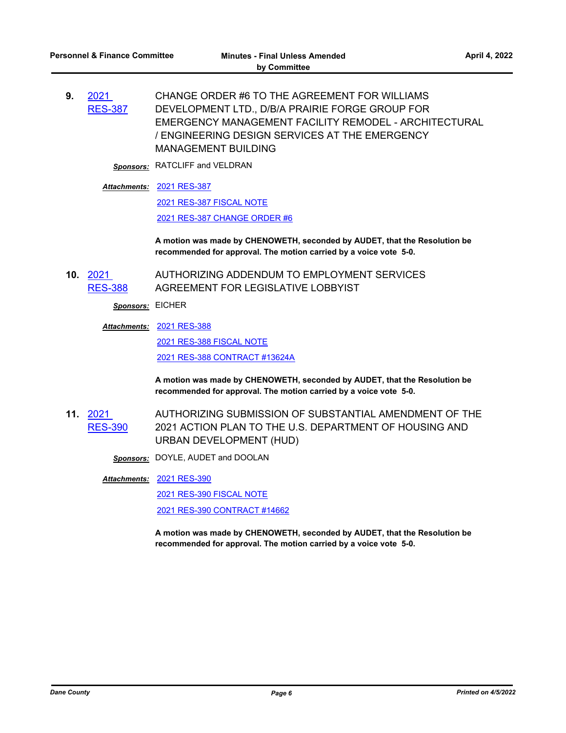**9.** 2021 RES-387 CHANGE ORDER #6 TO THE AGREEMENT FOR WILLIAMS DEVELOPMENT LTD., D/B/A PRAIRIE FORGE GROUP FOR EMERGENCY MANAGEMENT FACILITY REMODEL - ARCHITECTURAL / ENGINEERING DESIGN SERVICES AT THE EMERGENCY MANAGEMENT BUILDING

***Sponsors:*** RATCLIFF and VELDRAN

***Attachments:*** 2021 RES-387
2021 RES-387 FISCAL NOTE
2021 RES-387 CHANGE ORDER #6

**A motion was made by CHENOWETH, seconded by AUDET, that the Resolution be recommended for approval. The motion carried by a voice vote 5-0.**

**10.** 2021 RES-388 AUTHORIZING ADDENDUM TO EMPLOYMENT SERVICES AGREEMENT FOR LEGISLATIVE LOBBYIST

***Sponsors:*** EICHER

***Attachments:*** 2021 RES-388
2021 RES-388 FISCAL NOTE
2021 RES-388 CONTRACT #13624A

**A motion was made by CHENOWETH, seconded by AUDET, that the Resolution be recommended for approval. The motion carried by a voice vote 5-0.**

**11.** 2021 RES-390 AUTHORIZING SUBMISSION OF SUBSTANTIAL AMENDMENT OF THE 2021 ACTION PLAN TO THE U.S. DEPARTMENT OF HOUSING AND URBAN DEVELOPMENT (HUD)

***Sponsors:*** DOYLE, AUDET and DOOLAN

***Attachments:*** 2021 RES-390
2021 RES-390 FISCAL NOTE
2021 RES-390 CONTRACT #14662

**A motion was made by CHENOWETH, seconded by AUDET, that the Resolution be recommended for approval. The motion carried by a voice vote 5-0.**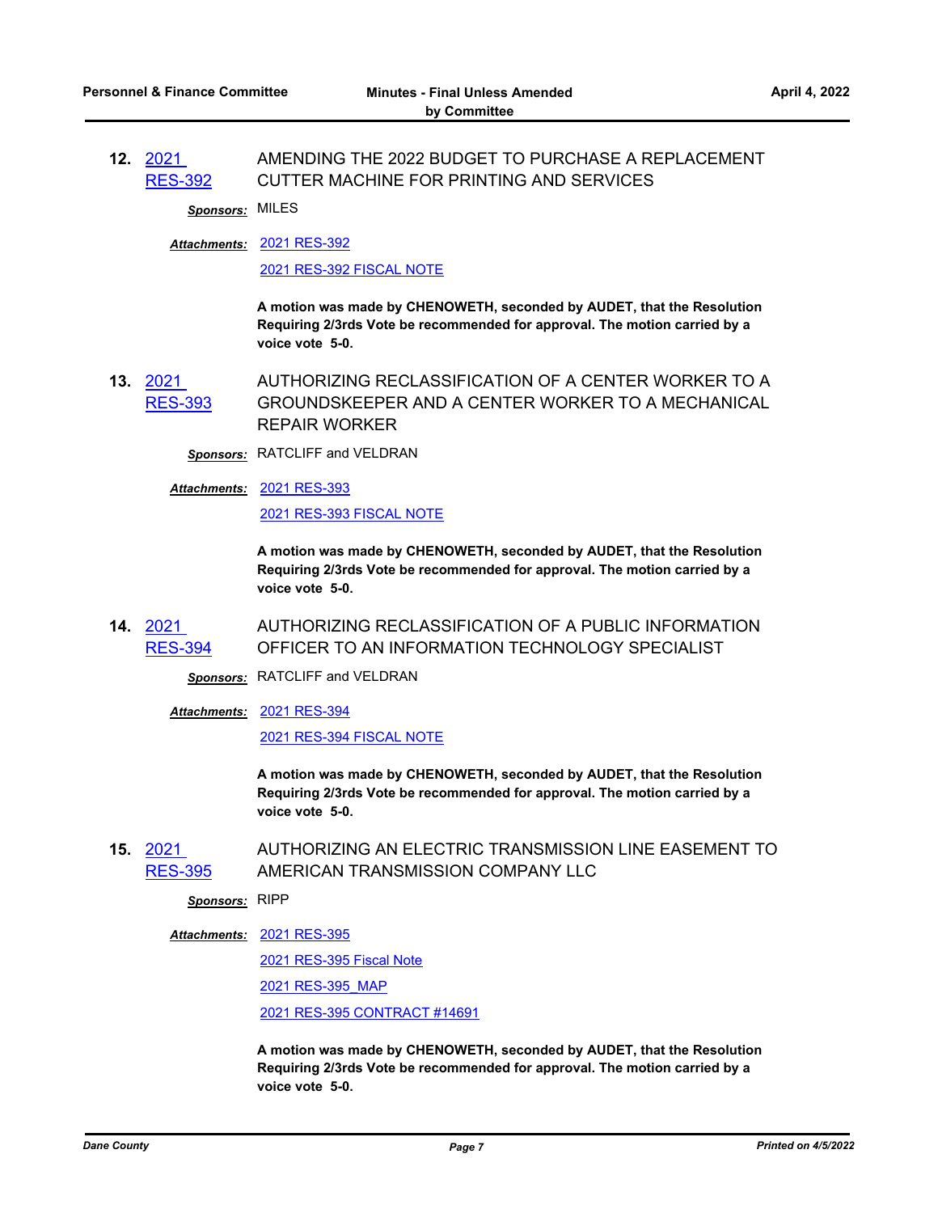**12.** 2021 RES-392 AMENDING THE 2022 BUDGET TO PURCHASE A REPLACEMENT CUTTER MACHINE FOR PRINTING AND SERVICES

***Sponsors:*** MILES

***Attachments:*** 2021 RES-392

2021 RES-392 FISCAL NOTE

**A motion was made by CHENOWETH, seconded by AUDET, that the Resolution Requiring 2/3rds Vote be recommended for approval. The motion carried by a voice vote 5-0.**

**13.** 2021 RES-393 AUTHORIZING RECLASSIFICATION OF A CENTER WORKER TO A GROUNDSKEEPER AND A CENTER WORKER TO A MECHANICAL REPAIR WORKER

***Sponsors:*** RATCLIFF and VELDRAN

***Attachments:*** 2021 RES-393

2021 RES-393 FISCAL NOTE

**A motion was made by CHENOWETH, seconded by AUDET, that the Resolution Requiring 2/3rds Vote be recommended for approval. The motion carried by a voice vote 5-0.**

**14.** 2021 RES-394 AUTHORIZING RECLASSIFICATION OF A PUBLIC INFORMATION OFFICER TO AN INFORMATION TECHNOLOGY SPECIALIST

***Sponsors:*** RATCLIFF and VELDRAN

***Attachments:*** 2021 RES-394

2021 RES-394 FISCAL NOTE

**A motion was made by CHENOWETH, seconded by AUDET, that the Resolution Requiring 2/3rds Vote be recommended for approval. The motion carried by a voice vote 5-0.**

**15.** 2021 RES-395 AUTHORIZING AN ELECTRIC TRANSMISSION LINE EASEMENT TO AMERICAN TRANSMISSION COMPANY LLC

***Sponsors:*** RIPP

***Attachments:*** 2021 RES-395

2021 RES-395 Fiscal Note

2021 RES-395_MAP

2021 RES-395 CONTRACT #14691

**A motion was made by CHENOWETH, seconded by AUDET, that the Resolution Requiring 2/3rds Vote be recommended for approval. The motion carried by a voice vote 5-0.**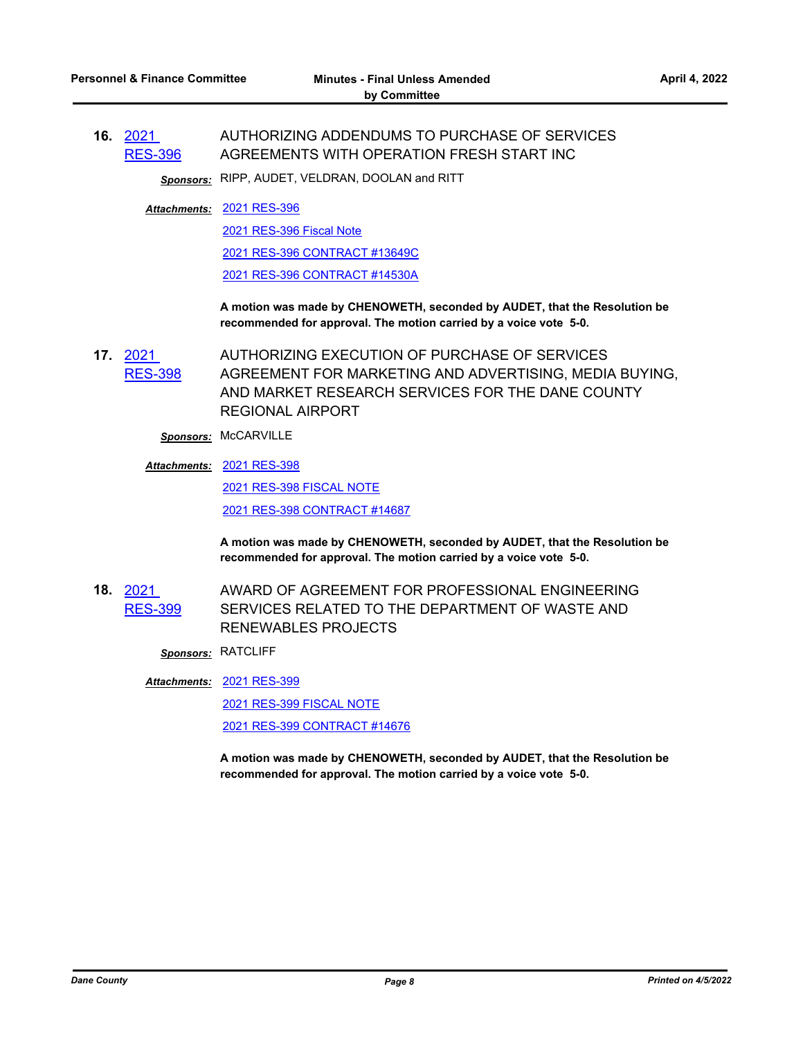**16.** 2021 RES-396 AUTHORIZING ADDENDUMS TO PURCHASE OF SERVICES AGREEMENTS WITH OPERATION FRESH START INC

***Sponsors:*** RIPP, AUDET, VELDRAN, DOOLAN and RITT

***Attachments:*** 2021 RES-396
2021 RES-396 Fiscal Note
2021 RES-396 CONTRACT #13649C
2021 RES-396 CONTRACT #14530A

**A motion was made by CHENOWETH, seconded by AUDET, that the Resolution be recommended for approval. The motion carried by a voice vote 5-0.**

**17.** 2021 RES-398 AUTHORIZING EXECUTION OF PURCHASE OF SERVICES AGREEMENT FOR MARKETING AND ADVERTISING, MEDIA BUYING, AND MARKET RESEARCH SERVICES FOR THE DANE COUNTY REGIONAL AIRPORT

***Sponsors:*** McCARVILLE

***Attachments:*** 2021 RES-398
2021 RES-398 FISCAL NOTE
2021 RES-398 CONTRACT #14687

**A motion was made by CHENOWETH, seconded by AUDET, that the Resolution be recommended for approval. The motion carried by a voice vote 5-0.**

**18.** 2021 RES-399 AWARD OF AGREEMENT FOR PROFESSIONAL ENGINEERING SERVICES RELATED TO THE DEPARTMENT OF WASTE AND RENEWABLES PROJECTS

***Sponsors:*** RATCLIFF

***Attachments:*** 2021 RES-399
2021 RES-399 FISCAL NOTE
2021 RES-399 CONTRACT #14676

**A motion was made by CHENOWETH, seconded by AUDET, that the Resolution be recommended for approval. The motion carried by a voice vote 5-0.**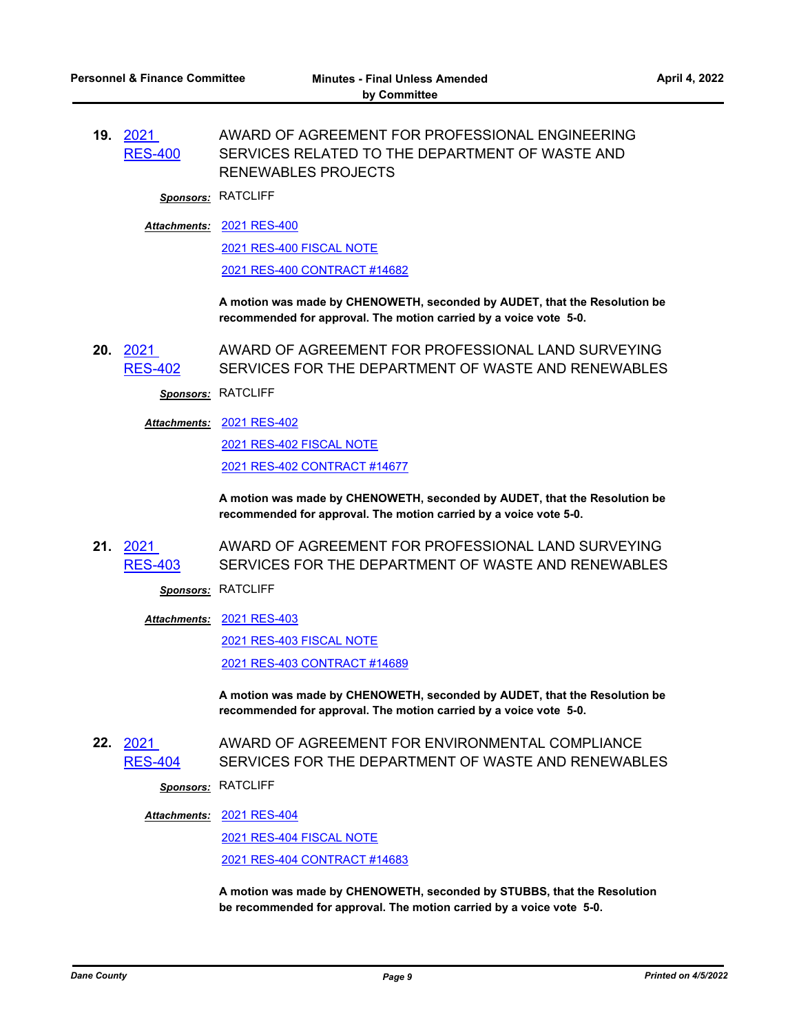**19. 2021 RES-400** AWARD OF AGREEMENT FOR PROFESSIONAL ENGINEERING SERVICES RELATED TO THE DEPARTMENT OF WASTE AND RENEWABLES PROJECTS

***Sponsors:*** RATCLIFF

***Attachments:*** 2021 RES-400
2021 RES-400 FISCAL NOTE
2021 RES-400 CONTRACT #14682

**A motion was made by CHENOWETH, seconded by AUDET, that the Resolution be recommended for approval. The motion carried by a voice vote 5-0.**

**20. 2021 RES-402** AWARD OF AGREEMENT FOR PROFESSIONAL LAND SURVEYING SERVICES FOR THE DEPARTMENT OF WASTE AND RENEWABLES

***Sponsors:*** RATCLIFF

***Attachments:*** 2021 RES-402
2021 RES-402 FISCAL NOTE
2021 RES-402 CONTRACT #14677

**A motion was made by CHENOWETH, seconded by AUDET, that the Resolution be recommended for approval. The motion carried by a voice vote 5-0.**

**21. 2021 RES-403** AWARD OF AGREEMENT FOR PROFESSIONAL LAND SURVEYING SERVICES FOR THE DEPARTMENT OF WASTE AND RENEWABLES

***Sponsors:*** RATCLIFF

***Attachments:*** 2021 RES-403
2021 RES-403 FISCAL NOTE
2021 RES-403 CONTRACT #14689

**A motion was made by CHENOWETH, seconded by AUDET, that the Resolution be recommended for approval. The motion carried by a voice vote 5-0.**

**22. 2021 RES-404** AWARD OF AGREEMENT FOR ENVIRONMENTAL COMPLIANCE SERVICES FOR THE DEPARTMENT OF WASTE AND RENEWABLES

***Sponsors:*** RATCLIFF

***Attachments:*** 2021 RES-404
2021 RES-404 FISCAL NOTE
2021 RES-404 CONTRACT #14683

**A motion was made by CHENOWETH, seconded by STUBBS, that the Resolution be recommended for approval. The motion carried by a voice vote 5-0.**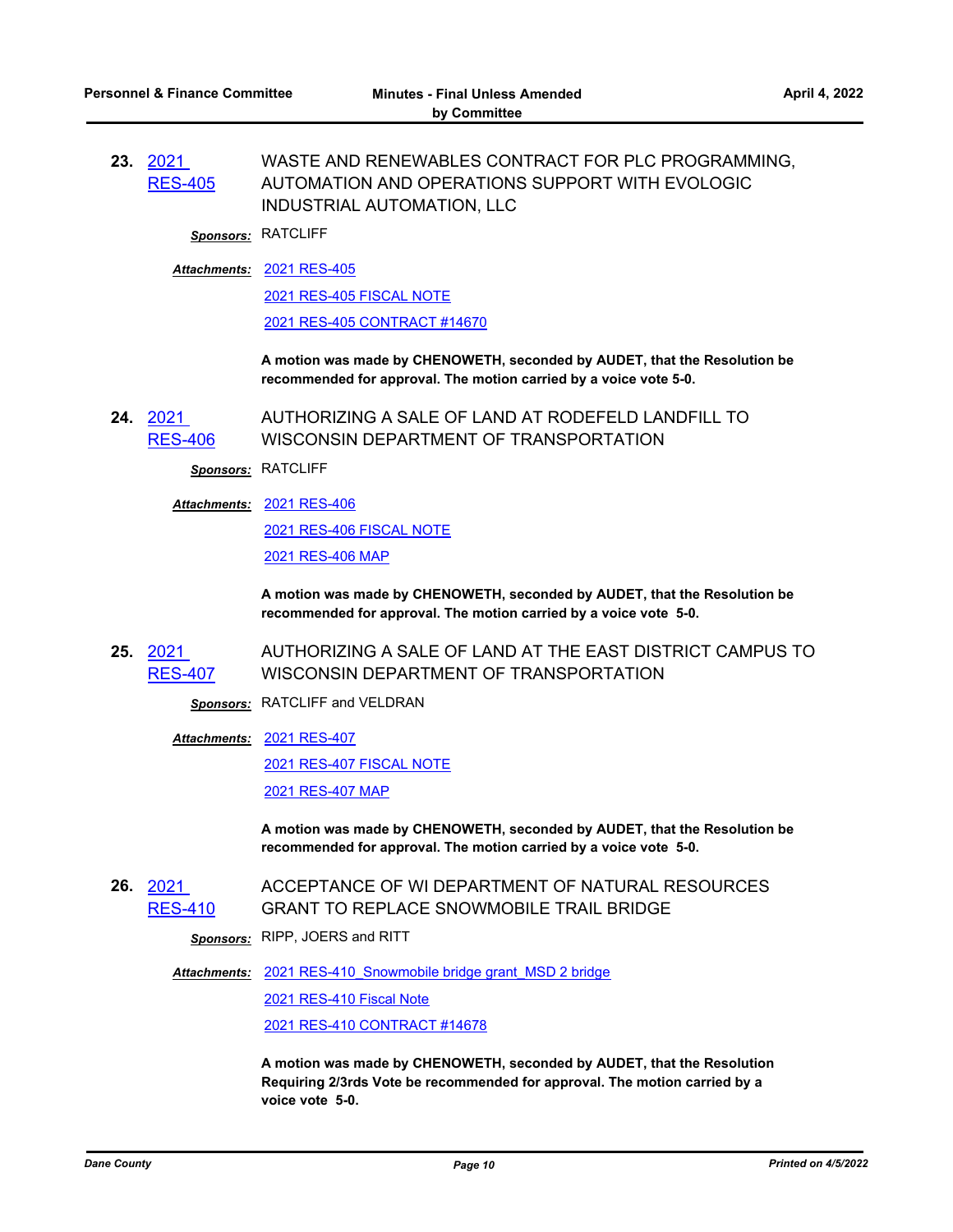**23. 2021 RES-405** WASTE AND RENEWABLES CONTRACT FOR PLC PROGRAMMING, AUTOMATION AND OPERATIONS SUPPORT WITH EVOLOGIC INDUSTRIAL AUTOMATION, LLC

***Sponsors:*** RATCLIFF

***Attachments:*** 2021 RES-405
2021 RES-405 FISCAL NOTE
2021 RES-405 CONTRACT #14670

**A motion was made by CHENOWETH, seconded by AUDET, that the Resolution be recommended for approval. The motion carried by a voice vote 5-0.**

**24. 2021 RES-406** AUTHORIZING A SALE OF LAND AT RODEFELD LANDFILL TO WISCONSIN DEPARTMENT OF TRANSPORTATION

***Sponsors:*** RATCLIFF

***Attachments:*** 2021 RES-406
2021 RES-406 FISCAL NOTE
2021 RES-406 MAP

**A motion was made by CHENOWETH, seconded by AUDET, that the Resolution be recommended for approval. The motion carried by a voice vote 5-0.**

**25. 2021 RES-407** AUTHORIZING A SALE OF LAND AT THE EAST DISTRICT CAMPUS TO WISCONSIN DEPARTMENT OF TRANSPORTATION

***Sponsors:*** RATCLIFF and VELDRAN

***Attachments:*** 2021 RES-407
2021 RES-407 FISCAL NOTE
2021 RES-407 MAP

**A motion was made by CHENOWETH, seconded by AUDET, that the Resolution be recommended for approval. The motion carried by a voice vote 5-0.**

**26. 2021 RES-410** ACCEPTANCE OF WI DEPARTMENT OF NATURAL RESOURCES GRANT TO REPLACE SNOWMOBILE TRAIL BRIDGE

***Sponsors:*** RIPP, JOERS and RITT

***Attachments:*** 2021 RES-410_Snowmobile bridge grant_MSD 2 bridge
2021 RES-410 Fiscal Note
2021 RES-410 CONTRACT #14678

**A motion was made by CHENOWETH, seconded by AUDET, that the Resolution Requiring 2/3rds Vote be recommended for approval. The motion carried by a voice vote 5-0.**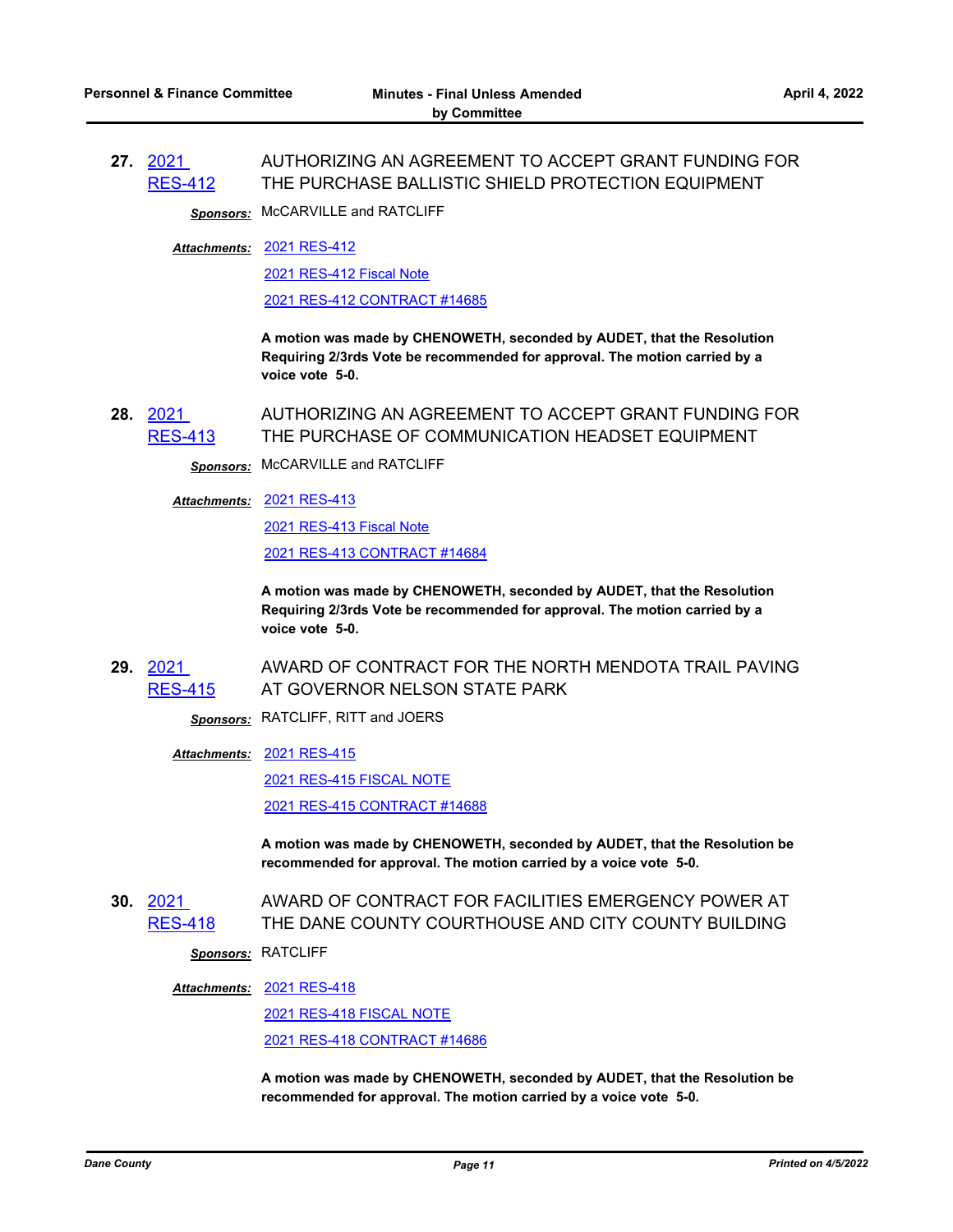**27.** 2021 RES-412 AUTHORIZING AN AGREEMENT TO ACCEPT GRANT FUNDING FOR THE PURCHASE BALLISTIC SHIELD PROTECTION EQUIPMENT

***Sponsors:*** McCARVILLE and RATCLIFF

***Attachments:*** 2021 RES-412
2021 RES-412 Fiscal Note
2021 RES-412 CONTRACT #14685

**A motion was made by CHENOWETH, seconded by AUDET, that the Resolution Requiring 2/3rds Vote be recommended for approval. The motion carried by a voice vote 5-0.**

**28.** 2021 RES-413 AUTHORIZING AN AGREEMENT TO ACCEPT GRANT FUNDING FOR THE PURCHASE OF COMMUNICATION HEADSET EQUIPMENT

***Sponsors:*** McCARVILLE and RATCLIFF

***Attachments:*** 2021 RES-413
2021 RES-413 Fiscal Note
2021 RES-413 CONTRACT #14684

**A motion was made by CHENOWETH, seconded by AUDET, that the Resolution Requiring 2/3rds Vote be recommended for approval. The motion carried by a voice vote 5-0.**

**29.** 2021 RES-415 AWARD OF CONTRACT FOR THE NORTH MENDOTA TRAIL PAVING AT GOVERNOR NELSON STATE PARK

***Sponsors:*** RATCLIFF, RITT and JOERS

***Attachments:*** 2021 RES-415
2021 RES-415 FISCAL NOTE
2021 RES-415 CONTRACT #14688

**A motion was made by CHENOWETH, seconded by AUDET, that the Resolution be recommended for approval. The motion carried by a voice vote 5-0.**

**30.** 2021 RES-418 AWARD OF CONTRACT FOR FACILITIES EMERGENCY POWER AT THE DANE COUNTY COURTHOUSE AND CITY COUNTY BUILDING

***Sponsors:*** RATCLIFF

***Attachments:*** 2021 RES-418
2021 RES-418 FISCAL NOTE
2021 RES-418 CONTRACT #14686

**A motion was made by CHENOWETH, seconded by AUDET, that the Resolution be recommended for approval. The motion carried by a voice vote 5-0.**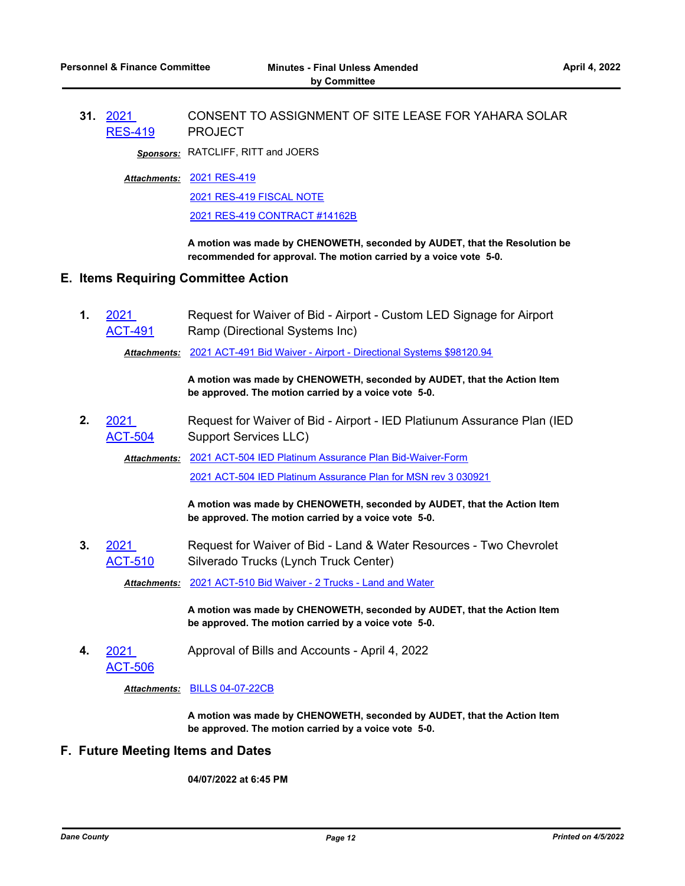**31.** 2021 RES-419 — CONSENT TO ASSIGNMENT OF SITE LEASE FOR YAHARA SOLAR PROJECT

***Sponsors:*** RATCLIFF, RITT and JOERS

***Attachments:*** 2021 RES-419
2021 RES-419 FISCAL NOTE
2021 RES-419 CONTRACT #14162B

**A motion was made by CHENOWETH, seconded by AUDET, that the Resolution be recommended for approval. The motion carried by a voice vote 5-0.**

## E. Items Requiring Committee Action

**1.** 2021 ACT-491 — Request for Waiver of Bid - Airport - Custom LED Signage for Airport Ramp (Directional Systems Inc)

***Attachments:*** 2021 ACT-491 Bid Waiver - Airport - Directional Systems $98120.94

**A motion was made by CHENOWETH, seconded by AUDET, that the Action Item be approved. The motion carried by a voice vote 5-0.**

**2.** 2021 ACT-504 — Request for Waiver of Bid - Airport - IED Platiunum Assurance Plan (IED Support Services LLC)

***Attachments:*** 2021 ACT-504 IED Platinum Assurance Plan Bid-Waiver-Form
2021 ACT-504 IED Platinum Assurance Plan for MSN rev 3 030921

**A motion was made by CHENOWETH, seconded by AUDET, that the Action Item be approved. The motion carried by a voice vote 5-0.**

**3.** 2021 ACT-510 — Request for Waiver of Bid - Land & Water Resources - Two Chevrolet Silverado Trucks (Lynch Truck Center)

***Attachments:*** 2021 ACT-510 Bid Waiver - 2 Trucks - Land and Water

**A motion was made by CHENOWETH, seconded by AUDET, that the Action Item be approved. The motion carried by a voice vote 5-0.**

**4.** 2021 ACT-506 — Approval of Bills and Accounts - April 4, 2022

***Attachments:*** BILLS 04-07-22CB

**A motion was made by CHENOWETH, seconded by AUDET, that the Action Item be approved. The motion carried by a voice vote 5-0.**

## F. Future Meeting Items and Dates

**04/07/2022 at 6:45 PM**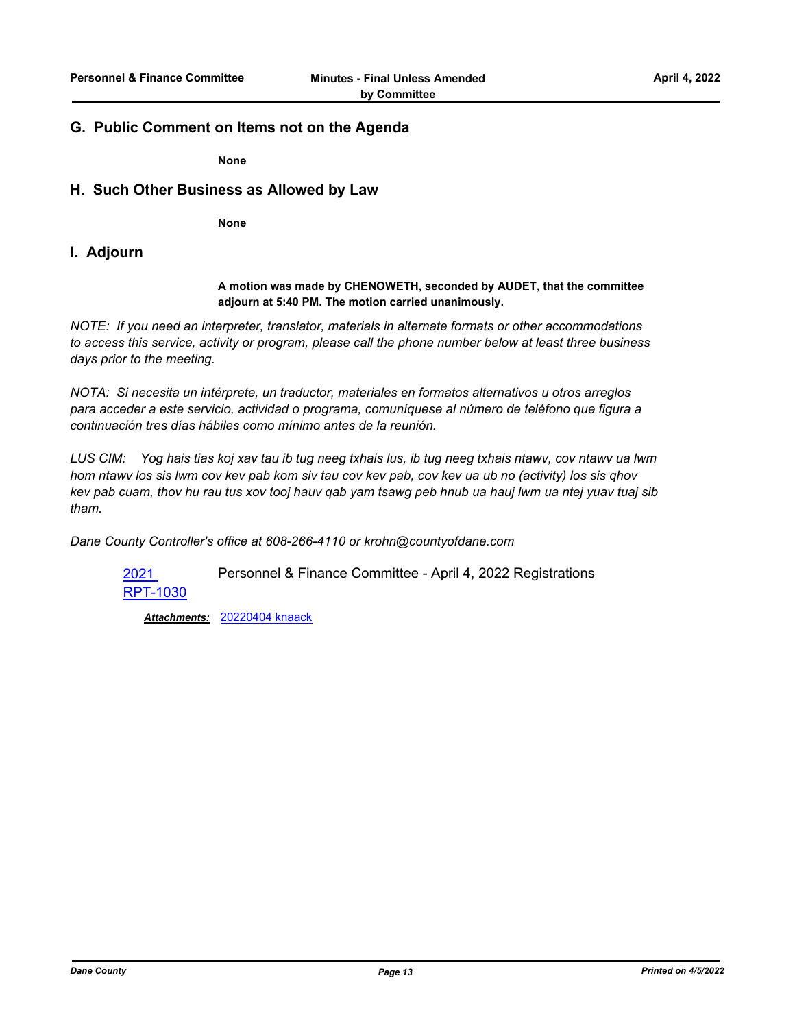## G. Public Comment on Items not on the Agenda

**None**

## H. Such Other Business as Allowed by Law

**None**

## I. Adjourn

**A motion was made by CHENOWETH, seconded by AUDET, that the committee adjourn at 5:40 PM. The motion carried unanimously.**

*NOTE: If you need an interpreter, translator, materials in alternate formats or other accommodations to access this service, activity or program, please call the phone number below at least three business days prior to the meeting.*

*NOTA: Si necesita un intérprete, un traductor, materiales en formatos alternativos u otros arreglos para acceder a este servicio, actividad o programa, comuníquese al número de teléfono que figura a continuación tres días hábiles como mínimo antes de la reunión.*

*LUS CIM: Yog hais tias koj xav tau ib tug neeg txhais lus, ib tug neeg txhais ntawv, cov ntawv ua lwm hom ntawv los sis lwm cov kev pab kom siv tau cov kev pab, cov kev ua ub no (activity) los sis qhov kev pab cuam, thov hu rau tus xov tooj hauv qab yam tsawg peb hnub ua hauj lwm ua ntej yuav tuaj sib tham.*

*Dane County Controller's office at 608-266-4110 or krohn@countyofdane.com*

2021 RPT-1030 — Personnel & Finance Committee - April 4, 2022 Registrations

***Attachments:*** 20220404 knaack